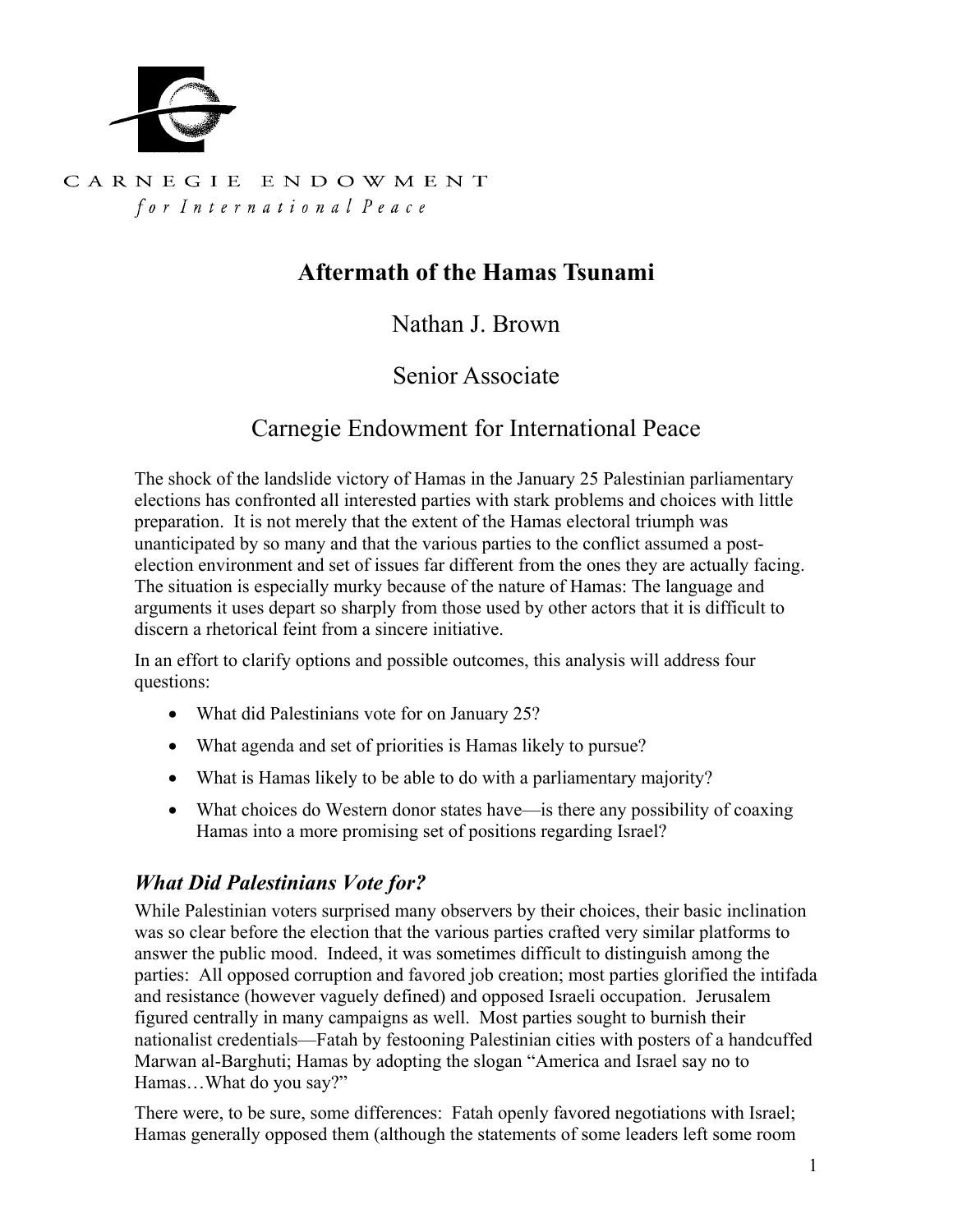CARNEGIE ENDOWMENT
*for International Peace*

# Aftermath of the Hamas Tsunami

Nathan J. Brown

Senior Associate

Carnegie Endowment for International Peace

The shock of the landslide victory of Hamas in the January 25 Palestinian parliamentary elections has confronted all interested parties with stark problems and choices with little preparation. It is not merely that the extent of the Hamas electoral triumph was unanticipated by so many and that the various parties to the conflict assumed a post-election environment and set of issues far different from the ones they are actually facing. The situation is especially murky because of the nature of Hamas: The language and arguments it uses depart so sharply from those used by other actors that it is difficult to discern a rhetorical feint from a sincere initiative.

In an effort to clarify options and possible outcomes, this analysis will address four questions:

- What did Palestinians vote for on January 25?
- What agenda and set of priorities is Hamas likely to pursue?
- What is Hamas likely to be able to do with a parliamentary majority?
- What choices do Western donor states have—is there any possibility of coaxing Hamas into a more promising set of positions regarding Israel?

## *What Did Palestinians Vote for?*

While Palestinian voters surprised many observers by their choices, their basic inclination was so clear before the election that the various parties crafted very similar platforms to answer the public mood. Indeed, it was sometimes difficult to distinguish among the parties: All opposed corruption and favored job creation; most parties glorified the intifada and resistance (however vaguely defined) and opposed Israeli occupation. Jerusalem figured centrally in many campaigns as well. Most parties sought to burnish their nationalist credentials—Fatah by festooning Palestinian cities with posters of a handcuffed Marwan al-Barghuti; Hamas by adopting the slogan "America and Israel say no to Hamas…What do you say?"

There were, to be sure, some differences: Fatah openly favored negotiations with Israel; Hamas generally opposed them (although the statements of some leaders left some room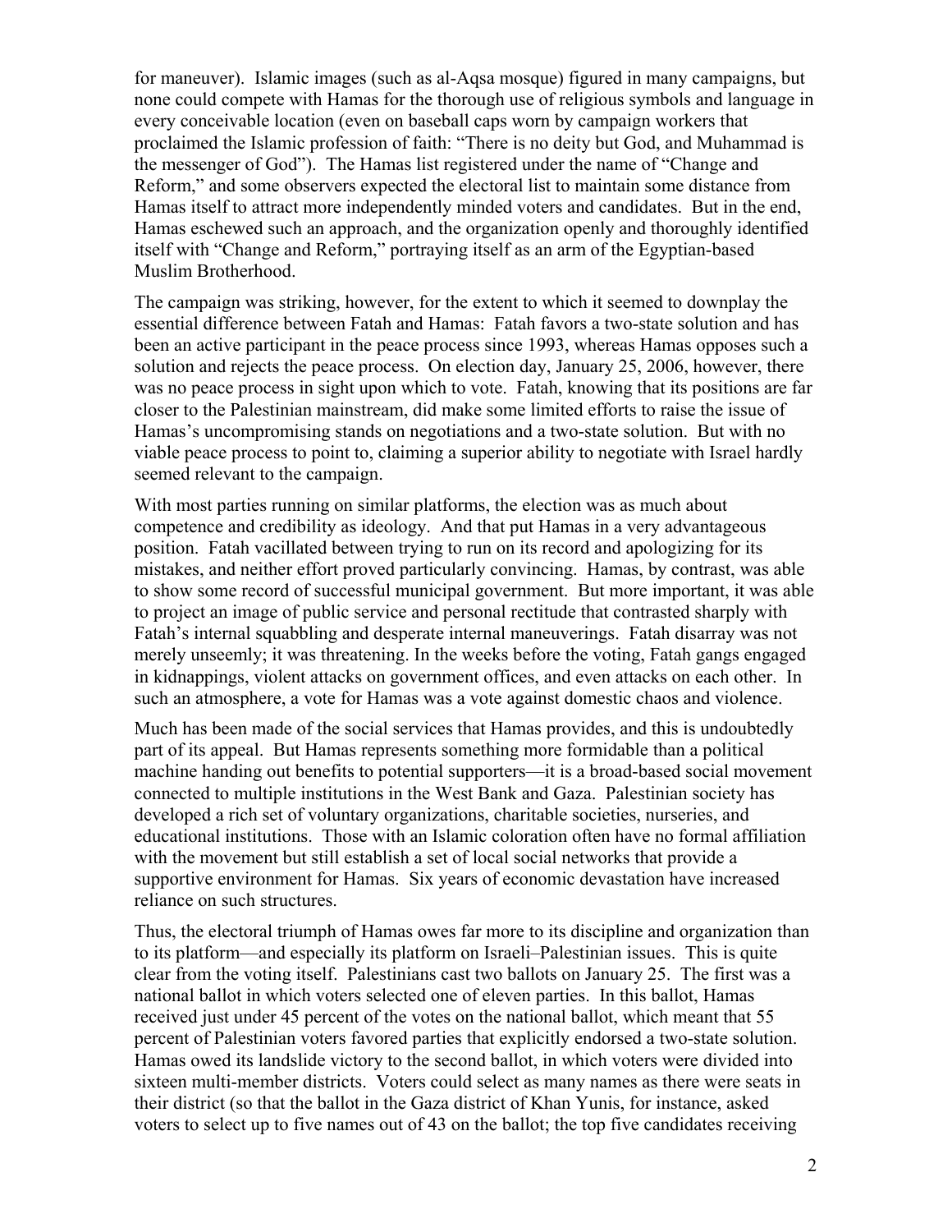for maneuver). Islamic images (such as al-Aqsa mosque) figured in many campaigns, but none could compete with Hamas for the thorough use of religious symbols and language in every conceivable location (even on baseball caps worn by campaign workers that proclaimed the Islamic profession of faith: "There is no deity but God, and Muhammad is the messenger of God"). The Hamas list registered under the name of "Change and Reform," and some observers expected the electoral list to maintain some distance from Hamas itself to attract more independently minded voters and candidates. But in the end, Hamas eschewed such an approach, and the organization openly and thoroughly identified itself with "Change and Reform," portraying itself as an arm of the Egyptian-based Muslim Brotherhood.

The campaign was striking, however, for the extent to which it seemed to downplay the essential difference between Fatah and Hamas: Fatah favors a two-state solution and has been an active participant in the peace process since 1993, whereas Hamas opposes such a solution and rejects the peace process. On election day, January 25, 2006, however, there was no peace process in sight upon which to vote. Fatah, knowing that its positions are far closer to the Palestinian mainstream, did make some limited efforts to raise the issue of Hamas's uncompromising stands on negotiations and a two-state solution. But with no viable peace process to point to, claiming a superior ability to negotiate with Israel hardly seemed relevant to the campaign.

With most parties running on similar platforms, the election was as much about competence and credibility as ideology. And that put Hamas in a very advantageous position. Fatah vacillated between trying to run on its record and apologizing for its mistakes, and neither effort proved particularly convincing. Hamas, by contrast, was able to show some record of successful municipal government. But more important, it was able to project an image of public service and personal rectitude that contrasted sharply with Fatah's internal squabbling and desperate internal maneuverings. Fatah disarray was not merely unseemly; it was threatening. In the weeks before the voting, Fatah gangs engaged in kidnappings, violent attacks on government offices, and even attacks on each other. In such an atmosphere, a vote for Hamas was a vote against domestic chaos and violence.

Much has been made of the social services that Hamas provides, and this is undoubtedly part of its appeal. But Hamas represents something more formidable than a political machine handing out benefits to potential supporters—it is a broad-based social movement connected to multiple institutions in the West Bank and Gaza. Palestinian society has developed a rich set of voluntary organizations, charitable societies, nurseries, and educational institutions. Those with an Islamic coloration often have no formal affiliation with the movement but still establish a set of local social networks that provide a supportive environment for Hamas. Six years of economic devastation have increased reliance on such structures.

Thus, the electoral triumph of Hamas owes far more to its discipline and organization than to its platform—and especially its platform on Israeli–Palestinian issues. This is quite clear from the voting itself. Palestinians cast two ballots on January 25. The first was a national ballot in which voters selected one of eleven parties. In this ballot, Hamas received just under 45 percent of the votes on the national ballot, which meant that 55 percent of Palestinian voters favored parties that explicitly endorsed a two-state solution. Hamas owed its landslide victory to the second ballot, in which voters were divided into sixteen multi-member districts. Voters could select as many names as there were seats in their district (so that the ballot in the Gaza district of Khan Yunis, for instance, asked voters to select up to five names out of 43 on the ballot; the top five candidates receiving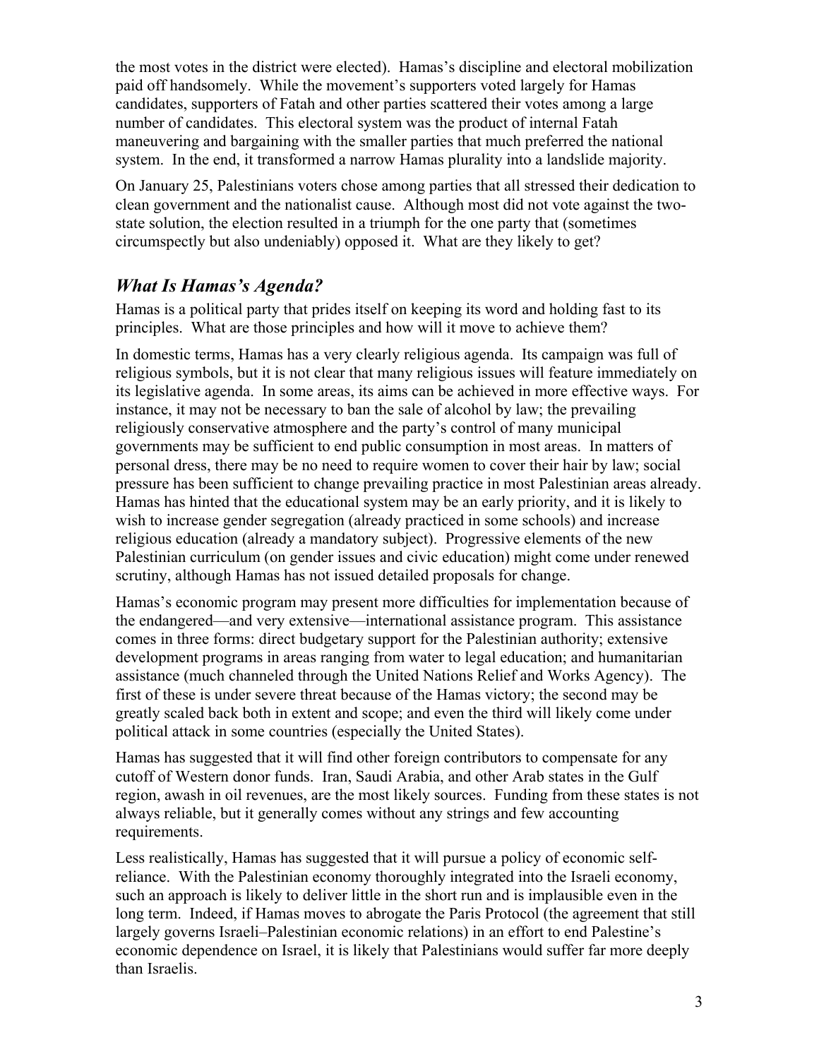the most votes in the district were elected). Hamas's discipline and electoral mobilization paid off handsomely. While the movement's supporters voted largely for Hamas candidates, supporters of Fatah and other parties scattered their votes among a large number of candidates. This electoral system was the product of internal Fatah maneuvering and bargaining with the smaller parties that much preferred the national system. In the end, it transformed a narrow Hamas plurality into a landslide majority.

On January 25, Palestinians voters chose among parties that all stressed their dedication to clean government and the nationalist cause. Although most did not vote against the two-state solution, the election resulted in a triumph for the one party that (sometimes circumspectly but also undeniably) opposed it. What are they likely to get?

## *What Is Hamas's Agenda?*

Hamas is a political party that prides itself on keeping its word and holding fast to its principles. What are those principles and how will it move to achieve them?

In domestic terms, Hamas has a very clearly religious agenda. Its campaign was full of religious symbols, but it is not clear that many religious issues will feature immediately on its legislative agenda. In some areas, its aims can be achieved in more effective ways. For instance, it may not be necessary to ban the sale of alcohol by law; the prevailing religiously conservative atmosphere and the party's control of many municipal governments may be sufficient to end public consumption in most areas. In matters of personal dress, there may be no need to require women to cover their hair by law; social pressure has been sufficient to change prevailing practice in most Palestinian areas already. Hamas has hinted that the educational system may be an early priority, and it is likely to wish to increase gender segregation (already practiced in some schools) and increase religious education (already a mandatory subject). Progressive elements of the new Palestinian curriculum (on gender issues and civic education) might come under renewed scrutiny, although Hamas has not issued detailed proposals for change.

Hamas's economic program may present more difficulties for implementation because of the endangered—and very extensive—international assistance program. This assistance comes in three forms: direct budgetary support for the Palestinian authority; extensive development programs in areas ranging from water to legal education; and humanitarian assistance (much channeled through the United Nations Relief and Works Agency). The first of these is under severe threat because of the Hamas victory; the second may be greatly scaled back both in extent and scope; and even the third will likely come under political attack in some countries (especially the United States).

Hamas has suggested that it will find other foreign contributors to compensate for any cutoff of Western donor funds. Iran, Saudi Arabia, and other Arab states in the Gulf region, awash in oil revenues, are the most likely sources. Funding from these states is not always reliable, but it generally comes without any strings and few accounting requirements.

Less realistically, Hamas has suggested that it will pursue a policy of economic self-reliance. With the Palestinian economy thoroughly integrated into the Israeli economy, such an approach is likely to deliver little in the short run and is implausible even in the long term. Indeed, if Hamas moves to abrogate the Paris Protocol (the agreement that still largely governs Israeli–Palestinian economic relations) in an effort to end Palestine's economic dependence on Israel, it is likely that Palestinians would suffer far more deeply than Israelis.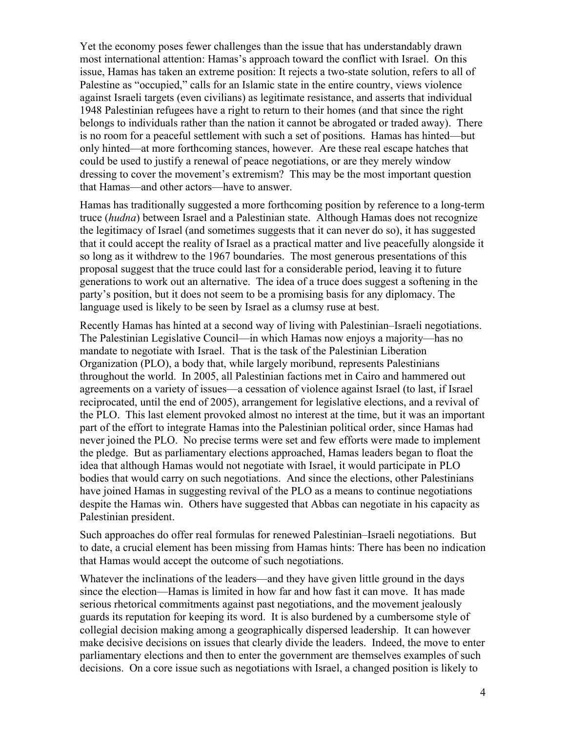Yet the economy poses fewer challenges than the issue that has understandably drawn most international attention: Hamas's approach toward the conflict with Israel. On this issue, Hamas has taken an extreme position: It rejects a two-state solution, refers to all of Palestine as "occupied," calls for an Islamic state in the entire country, views violence against Israeli targets (even civilians) as legitimate resistance, and asserts that individual 1948 Palestinian refugees have a right to return to their homes (and that since the right belongs to individuals rather than the nation it cannot be abrogated or traded away). There is no room for a peaceful settlement with such a set of positions. Hamas has hinted—but only hinted—at more forthcoming stances, however. Are these real escape hatches that could be used to justify a renewal of peace negotiations, or are they merely window dressing to cover the movement's extremism? This may be the most important question that Hamas—and other actors—have to answer.

Hamas has traditionally suggested a more forthcoming position by reference to a long-term truce (*hudna*) between Israel and a Palestinian state. Although Hamas does not recognize the legitimacy of Israel (and sometimes suggests that it can never do so), it has suggested that it could accept the reality of Israel as a practical matter and live peacefully alongside it so long as it withdrew to the 1967 boundaries. The most generous presentations of this proposal suggest that the truce could last for a considerable period, leaving it to future generations to work out an alternative. The idea of a truce does suggest a softening in the party's position, but it does not seem to be a promising basis for any diplomacy. The language used is likely to be seen by Israel as a clumsy ruse at best.

Recently Hamas has hinted at a second way of living with Palestinian–Israeli negotiations. The Palestinian Legislative Council—in which Hamas now enjoys a majority—has no mandate to negotiate with Israel. That is the task of the Palestinian Liberation Organization (PLO), a body that, while largely moribund, represents Palestinians throughout the world. In 2005, all Palestinian factions met in Cairo and hammered out agreements on a variety of issues—a cessation of violence against Israel (to last, if Israel reciprocated, until the end of 2005), arrangement for legislative elections, and a revival of the PLO. This last element provoked almost no interest at the time, but it was an important part of the effort to integrate Hamas into the Palestinian political order, since Hamas had never joined the PLO. No precise terms were set and few efforts were made to implement the pledge. But as parliamentary elections approached, Hamas leaders began to float the idea that although Hamas would not negotiate with Israel, it would participate in PLO bodies that would carry on such negotiations. And since the elections, other Palestinians have joined Hamas in suggesting revival of the PLO as a means to continue negotiations despite the Hamas win. Others have suggested that Abbas can negotiate in his capacity as Palestinian president.

Such approaches do offer real formulas for renewed Palestinian–Israeli negotiations. But to date, a crucial element has been missing from Hamas hints: There has been no indication that Hamas would accept the outcome of such negotiations.

Whatever the inclinations of the leaders—and they have given little ground in the days since the election—Hamas is limited in how far and how fast it can move. It has made serious rhetorical commitments against past negotiations, and the movement jealously guards its reputation for keeping its word. It is also burdened by a cumbersome style of collegial decision making among a geographically dispersed leadership. It can however make decisive decisions on issues that clearly divide the leaders. Indeed, the move to enter parliamentary elections and then to enter the government are themselves examples of such decisions. On a core issue such as negotiations with Israel, a changed position is likely to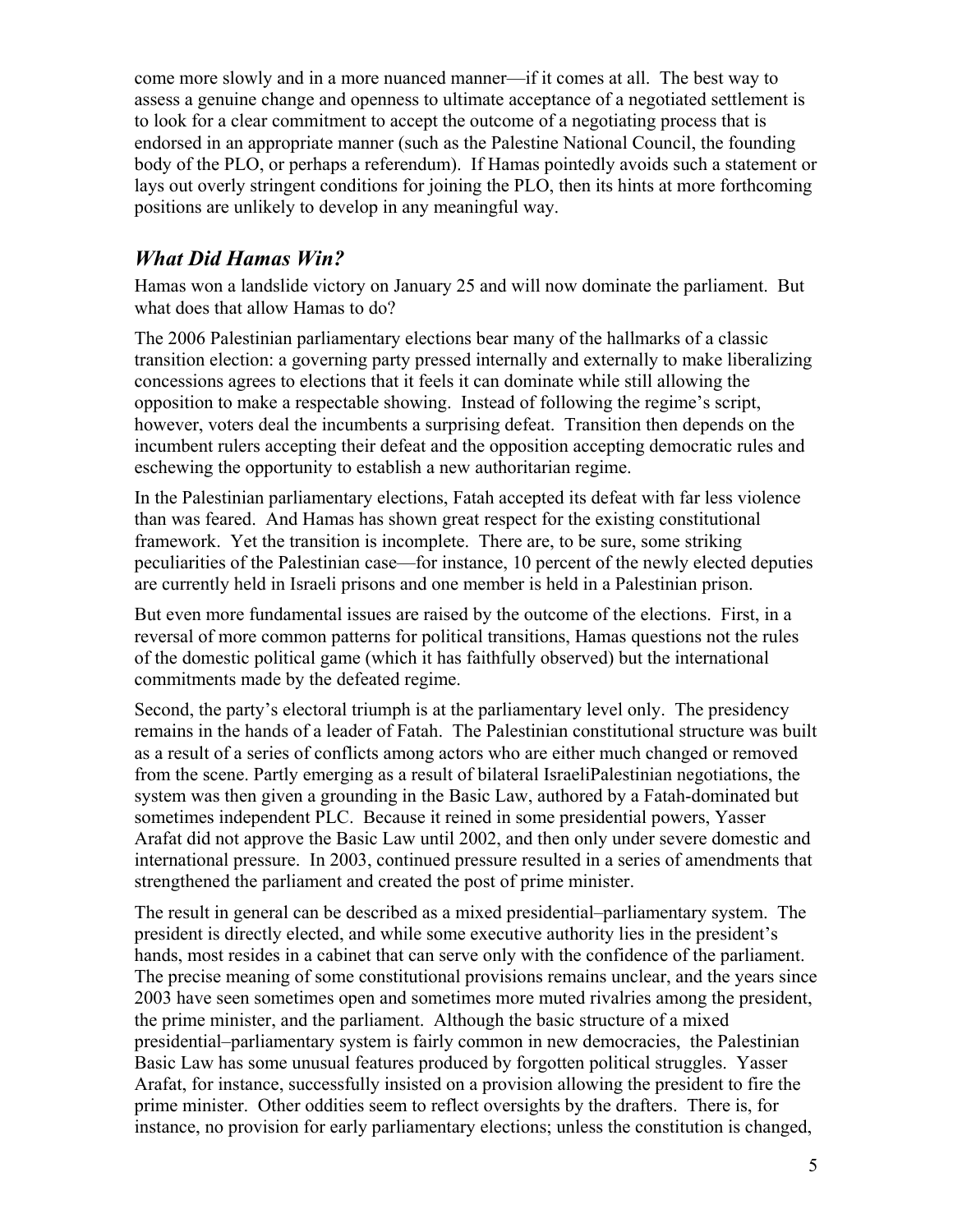come more slowly and in a more nuanced manner—if it comes at all. The best way to assess a genuine change and openness to ultimate acceptance of a negotiated settlement is to look for a clear commitment to accept the outcome of a negotiating process that is endorsed in an appropriate manner (such as the Palestine National Council, the founding body of the PLO, or perhaps a referendum). If Hamas pointedly avoids such a statement or lays out overly stringent conditions for joining the PLO, then its hints at more forthcoming positions are unlikely to develop in any meaningful way.

## *What Did Hamas Win?*

Hamas won a landslide victory on January 25 and will now dominate the parliament. But what does that allow Hamas to do?

The 2006 Palestinian parliamentary elections bear many of the hallmarks of a classic transition election: a governing party pressed internally and externally to make liberalizing concessions agrees to elections that it feels it can dominate while still allowing the opposition to make a respectable showing. Instead of following the regime's script, however, voters deal the incumbents a surprising defeat. Transition then depends on the incumbent rulers accepting their defeat and the opposition accepting democratic rules and eschewing the opportunity to establish a new authoritarian regime.

In the Palestinian parliamentary elections, Fatah accepted its defeat with far less violence than was feared. And Hamas has shown great respect for the existing constitutional framework. Yet the transition is incomplete. There are, to be sure, some striking peculiarities of the Palestinian case—for instance, 10 percent of the newly elected deputies are currently held in Israeli prisons and one member is held in a Palestinian prison.

But even more fundamental issues are raised by the outcome of the elections. First, in a reversal of more common patterns for political transitions, Hamas questions not the rules of the domestic political game (which it has faithfully observed) but the international commitments made by the defeated regime.

Second, the party's electoral triumph is at the parliamentary level only. The presidency remains in the hands of a leader of Fatah. The Palestinian constitutional structure was built as a result of a series of conflicts among actors who are either much changed or removed from the scene. Partly emerging as a result of bilateral IsraeliPalestinian negotiations, the system was then given a grounding in the Basic Law, authored by a Fatah-dominated but sometimes independent PLC. Because it reined in some presidential powers, Yasser Arafat did not approve the Basic Law until 2002, and then only under severe domestic and international pressure. In 2003, continued pressure resulted in a series of amendments that strengthened the parliament and created the post of prime minister.

The result in general can be described as a mixed presidential–parliamentary system. The president is directly elected, and while some executive authority lies in the president's hands, most resides in a cabinet that can serve only with the confidence of the parliament. The precise meaning of some constitutional provisions remains unclear, and the years since 2003 have seen sometimes open and sometimes more muted rivalries among the president, the prime minister, and the parliament. Although the basic structure of a mixed presidential–parliamentary system is fairly common in new democracies, the Palestinian Basic Law has some unusual features produced by forgotten political struggles. Yasser Arafat, for instance, successfully insisted on a provision allowing the president to fire the prime minister. Other oddities seem to reflect oversights by the drafters. There is, for instance, no provision for early parliamentary elections; unless the constitution is changed,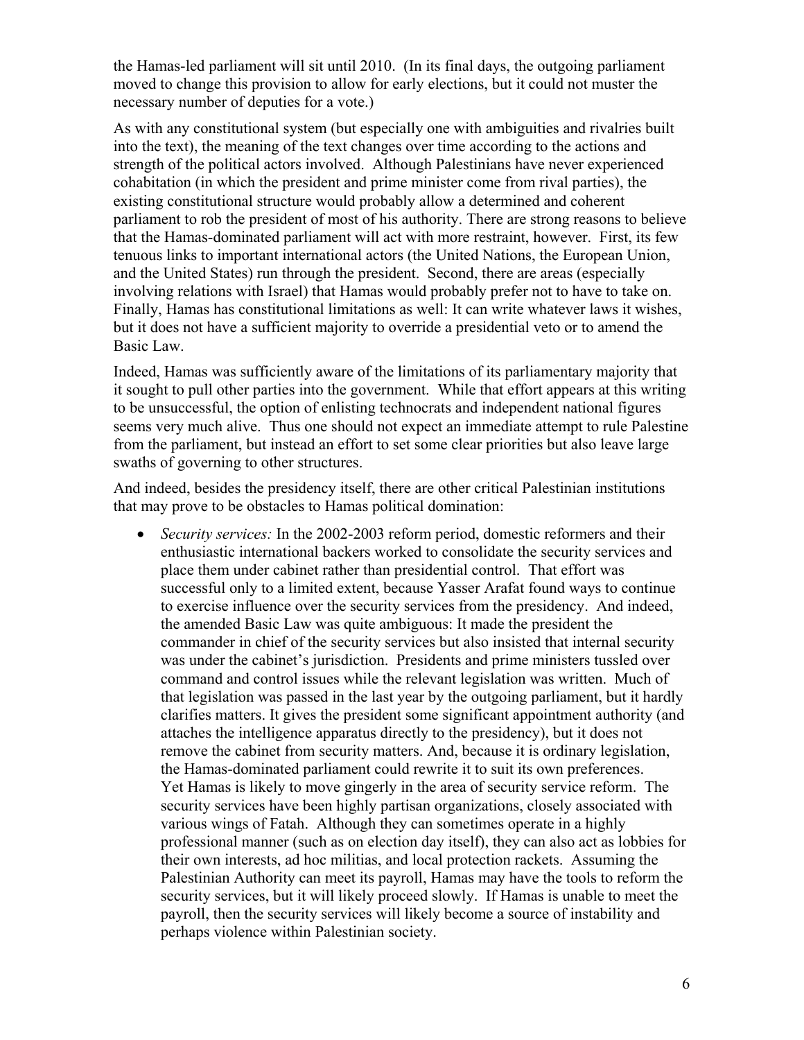the Hamas-led parliament will sit until 2010. (In its final days, the outgoing parliament moved to change this provision to allow for early elections, but it could not muster the necessary number of deputies for a vote.)

As with any constitutional system (but especially one with ambiguities and rivalries built into the text), the meaning of the text changes over time according to the actions and strength of the political actors involved. Although Palestinians have never experienced cohabitation (in which the president and prime minister come from rival parties), the existing constitutional structure would probably allow a determined and coherent parliament to rob the president of most of his authority. There are strong reasons to believe that the Hamas-dominated parliament will act with more restraint, however. First, its few tenuous links to important international actors (the United Nations, the European Union, and the United States) run through the president. Second, there are areas (especially involving relations with Israel) that Hamas would probably prefer not to have to take on. Finally, Hamas has constitutional limitations as well: It can write whatever laws it wishes, but it does not have a sufficient majority to override a presidential veto or to amend the Basic Law.

Indeed, Hamas was sufficiently aware of the limitations of its parliamentary majority that it sought to pull other parties into the government. While that effort appears at this writing to be unsuccessful, the option of enlisting technocrats and independent national figures seems very much alive. Thus one should not expect an immediate attempt to rule Palestine from the parliament, but instead an effort to set some clear priorities but also leave large swaths of governing to other structures.

And indeed, besides the presidency itself, there are other critical Palestinian institutions that may prove to be obstacles to Hamas political domination:

- *Security services:* In the 2002-2003 reform period, domestic reformers and their enthusiastic international backers worked to consolidate the security services and place them under cabinet rather than presidential control. That effort was successful only to a limited extent, because Yasser Arafat found ways to continue to exercise influence over the security services from the presidency. And indeed, the amended Basic Law was quite ambiguous: It made the president the commander in chief of the security services but also insisted that internal security was under the cabinet's jurisdiction. Presidents and prime ministers tussled over command and control issues while the relevant legislation was written. Much of that legislation was passed in the last year by the outgoing parliament, but it hardly clarifies matters. It gives the president some significant appointment authority (and attaches the intelligence apparatus directly to the presidency), but it does not remove the cabinet from security matters. And, because it is ordinary legislation, the Hamas-dominated parliament could rewrite it to suit its own preferences. Yet Hamas is likely to move gingerly in the area of security service reform. The security services have been highly partisan organizations, closely associated with various wings of Fatah. Although they can sometimes operate in a highly professional manner (such as on election day itself), they can also act as lobbies for their own interests, ad hoc militias, and local protection rackets. Assuming the Palestinian Authority can meet its payroll, Hamas may have the tools to reform the security services, but it will likely proceed slowly. If Hamas is unable to meet the payroll, then the security services will likely become a source of instability and perhaps violence within Palestinian society.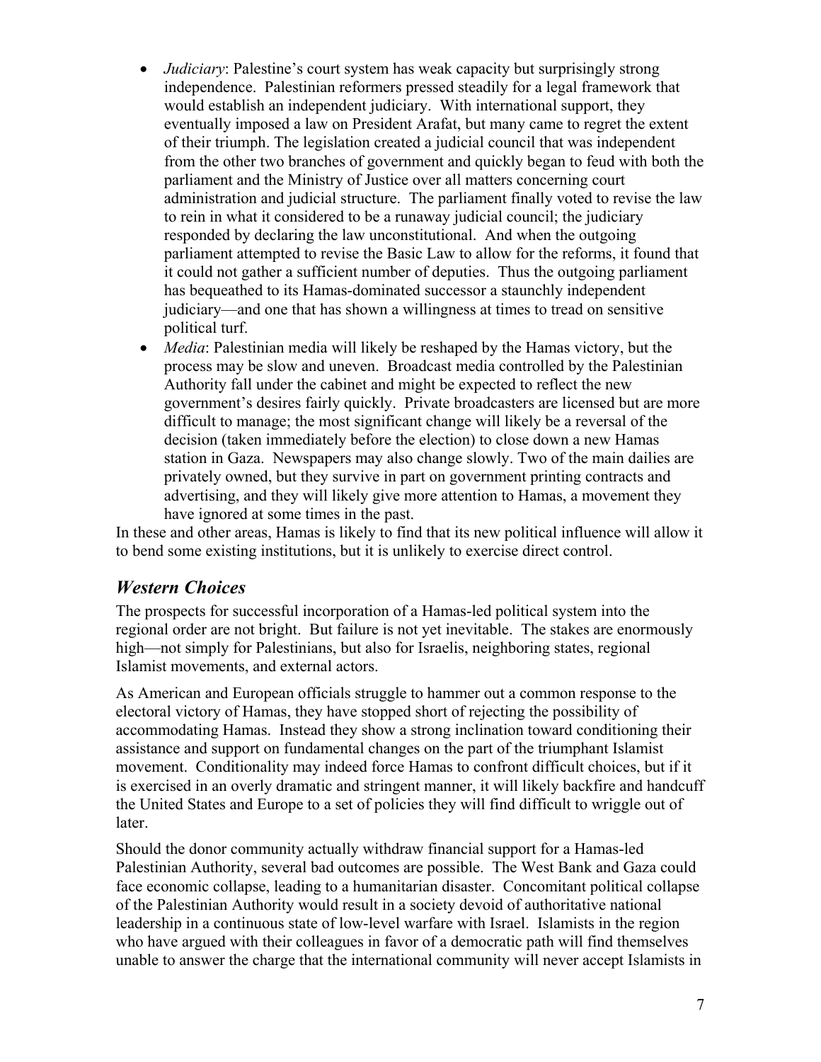- *Judiciary*: Palestine's court system has weak capacity but surprisingly strong independence. Palestinian reformers pressed steadily for a legal framework that would establish an independent judiciary. With international support, they eventually imposed a law on President Arafat, but many came to regret the extent of their triumph. The legislation created a judicial council that was independent from the other two branches of government and quickly began to feud with both the parliament and the Ministry of Justice over all matters concerning court administration and judicial structure. The parliament finally voted to revise the law to rein in what it considered to be a runaway judicial council; the judiciary responded by declaring the law unconstitutional. And when the outgoing parliament attempted to revise the Basic Law to allow for the reforms, it found that it could not gather a sufficient number of deputies. Thus the outgoing parliament has bequeathed to its Hamas-dominated successor a staunchly independent judiciary—and one that has shown a willingness at times to tread on sensitive political turf.
- *Media*: Palestinian media will likely be reshaped by the Hamas victory, but the process may be slow and uneven. Broadcast media controlled by the Palestinian Authority fall under the cabinet and might be expected to reflect the new government's desires fairly quickly. Private broadcasters are licensed but are more difficult to manage; the most significant change will likely be a reversal of the decision (taken immediately before the election) to close down a new Hamas station in Gaza. Newspapers may also change slowly. Two of the main dailies are privately owned, but they survive in part on government printing contracts and advertising, and they will likely give more attention to Hamas, a movement they have ignored at some times in the past.

In these and other areas, Hamas is likely to find that its new political influence will allow it to bend some existing institutions, but it is unlikely to exercise direct control.

## *Western Choices*

The prospects for successful incorporation of a Hamas-led political system into the regional order are not bright. But failure is not yet inevitable. The stakes are enormously high—not simply for Palestinians, but also for Israelis, neighboring states, regional Islamist movements, and external actors.

As American and European officials struggle to hammer out a common response to the electoral victory of Hamas, they have stopped short of rejecting the possibility of accommodating Hamas. Instead they show a strong inclination toward conditioning their assistance and support on fundamental changes on the part of the triumphant Islamist movement. Conditionality may indeed force Hamas to confront difficult choices, but if it is exercised in an overly dramatic and stringent manner, it will likely backfire and handcuff the United States and Europe to a set of policies they will find difficult to wriggle out of later.

Should the donor community actually withdraw financial support for a Hamas-led Palestinian Authority, several bad outcomes are possible. The West Bank and Gaza could face economic collapse, leading to a humanitarian disaster. Concomitant political collapse of the Palestinian Authority would result in a society devoid of authoritative national leadership in a continuous state of low-level warfare with Israel. Islamists in the region who have argued with their colleagues in favor of a democratic path will find themselves unable to answer the charge that the international community will never accept Islamists in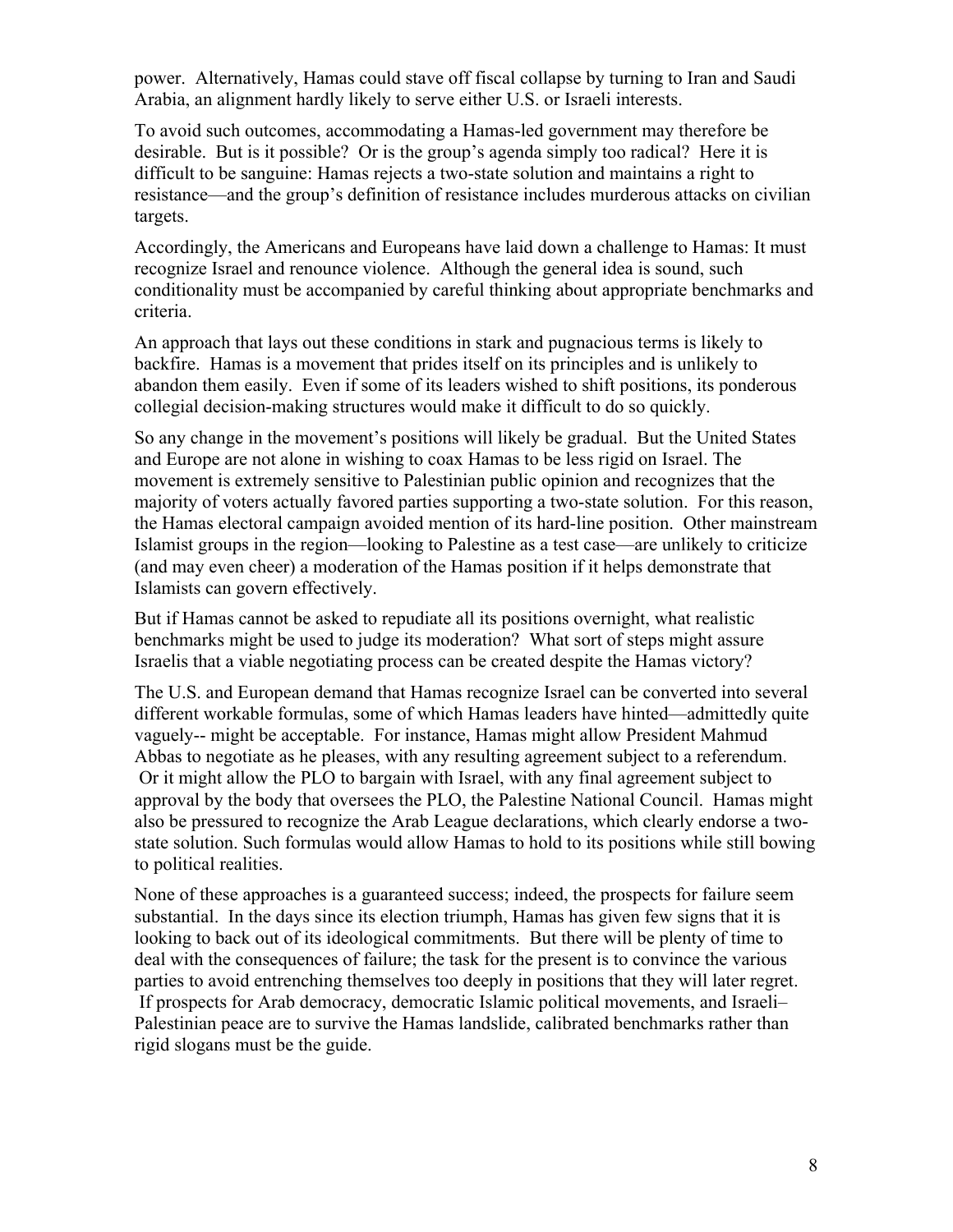power. Alternatively, Hamas could stave off fiscal collapse by turning to Iran and Saudi Arabia, an alignment hardly likely to serve either U.S. or Israeli interests.

To avoid such outcomes, accommodating a Hamas-led government may therefore be desirable. But is it possible? Or is the group's agenda simply too radical? Here it is difficult to be sanguine: Hamas rejects a two-state solution and maintains a right to resistance—and the group's definition of resistance includes murderous attacks on civilian targets.

Accordingly, the Americans and Europeans have laid down a challenge to Hamas: It must recognize Israel and renounce violence. Although the general idea is sound, such conditionality must be accompanied by careful thinking about appropriate benchmarks and criteria.

An approach that lays out these conditions in stark and pugnacious terms is likely to backfire. Hamas is a movement that prides itself on its principles and is unlikely to abandon them easily. Even if some of its leaders wished to shift positions, its ponderous collegial decision-making structures would make it difficult to do so quickly.

So any change in the movement's positions will likely be gradual. But the United States and Europe are not alone in wishing to coax Hamas to be less rigid on Israel. The movement is extremely sensitive to Palestinian public opinion and recognizes that the majority of voters actually favored parties supporting a two-state solution. For this reason, the Hamas electoral campaign avoided mention of its hard-line position. Other mainstream Islamist groups in the region—looking to Palestine as a test case—are unlikely to criticize (and may even cheer) a moderation of the Hamas position if it helps demonstrate that Islamists can govern effectively.

But if Hamas cannot be asked to repudiate all its positions overnight, what realistic benchmarks might be used to judge its moderation? What sort of steps might assure Israelis that a viable negotiating process can be created despite the Hamas victory?

The U.S. and European demand that Hamas recognize Israel can be converted into several different workable formulas, some of which Hamas leaders have hinted—admittedly quite vaguely-- might be acceptable. For instance, Hamas might allow President Mahmud Abbas to negotiate as he pleases, with any resulting agreement subject to a referendum. Or it might allow the PLO to bargain with Israel, with any final agreement subject to approval by the body that oversees the PLO, the Palestine National Council. Hamas might also be pressured to recognize the Arab League declarations, which clearly endorse a two-state solution. Such formulas would allow Hamas to hold to its positions while still bowing to political realities.

None of these approaches is a guaranteed success; indeed, the prospects for failure seem substantial. In the days since its election triumph, Hamas has given few signs that it is looking to back out of its ideological commitments. But there will be plenty of time to deal with the consequences of failure; the task for the present is to convince the various parties to avoid entrenching themselves too deeply in positions that they will later regret. If prospects for Arab democracy, democratic Islamic political movements, and Israeli–Palestinian peace are to survive the Hamas landslide, calibrated benchmarks rather than rigid slogans must be the guide.